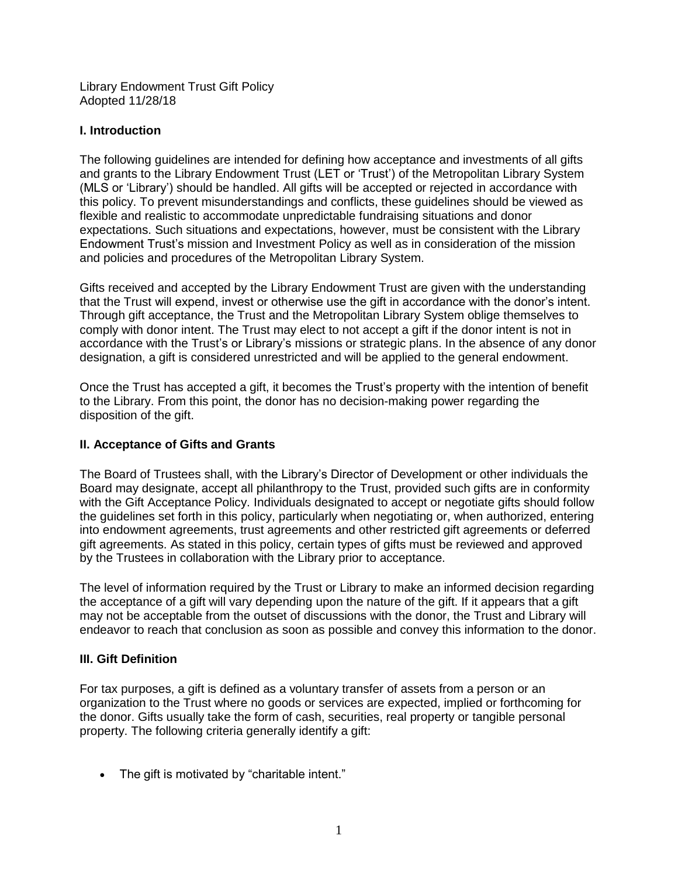Library Endowment Trust Gift Policy
Adopted 11/28/18

## I. Introduction

The following guidelines are intended for defining how acceptance and investments of all gifts and grants to the Library Endowment Trust (LET or 'Trust') of the Metropolitan Library System (MLS or 'Library') should be handled. All gifts will be accepted or rejected in accordance with this policy. To prevent misunderstandings and conflicts, these guidelines should be viewed as flexible and realistic to accommodate unpredictable fundraising situations and donor expectations. Such situations and expectations, however, must be consistent with the Library Endowment Trust's mission and Investment Policy as well as in consideration of the mission and policies and procedures of the Metropolitan Library System.

Gifts received and accepted by the Library Endowment Trust are given with the understanding that the Trust will expend, invest or otherwise use the gift in accordance with the donor's intent. Through gift acceptance, the Trust and the Metropolitan Library System oblige themselves to comply with donor intent. The Trust may elect to not accept a gift if the donor intent is not in accordance with the Trust's or Library's missions or strategic plans. In the absence of any donor designation, a gift is considered unrestricted and will be applied to the general endowment.

Once the Trust has accepted a gift, it becomes the Trust's property with the intention of benefit to the Library. From this point, the donor has no decision-making power regarding the disposition of the gift.

## II. Acceptance of Gifts and Grants

The Board of Trustees shall, with the Library's Director of Development or other individuals the Board may designate, accept all philanthropy to the Trust, provided such gifts are in conformity with the Gift Acceptance Policy. Individuals designated to accept or negotiate gifts should follow the guidelines set forth in this policy, particularly when negotiating or, when authorized, entering into endowment agreements, trust agreements and other restricted gift agreements or deferred gift agreements. As stated in this policy, certain types of gifts must be reviewed and approved by the Trustees in collaboration with the Library prior to acceptance.

The level of information required by the Trust or Library to make an informed decision regarding the acceptance of a gift will vary depending upon the nature of the gift. If it appears that a gift may not be acceptable from the outset of discussions with the donor, the Trust and Library will endeavor to reach that conclusion as soon as possible and convey this information to the donor.

## III. Gift Definition

For tax purposes, a gift is defined as a voluntary transfer of assets from a person or an organization to the Trust where no goods or services are expected, implied or forthcoming for the donor. Gifts usually take the form of cash, securities, real property or tangible personal property. The following criteria generally identify a gift:

- The gift is motivated by "charitable intent."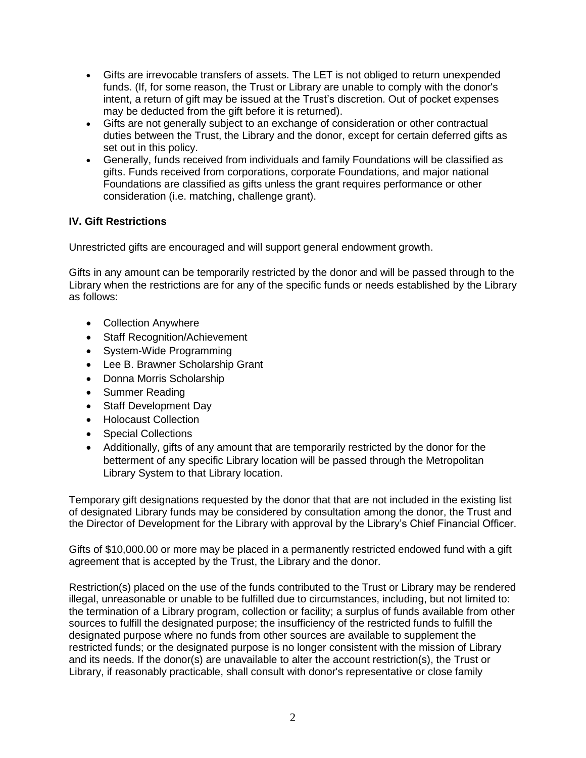- Gifts are irrevocable transfers of assets. The LET is not obliged to return unexpended funds. (If, for some reason, the Trust or Library are unable to comply with the donor's intent, a return of gift may be issued at the Trust's discretion. Out of pocket expenses may be deducted from the gift before it is returned).
- Gifts are not generally subject to an exchange of consideration or other contractual duties between the Trust, the Library and the donor, except for certain deferred gifts as set out in this policy.
- Generally, funds received from individuals and family Foundations will be classified as gifts. Funds received from corporations, corporate Foundations, and major national Foundations are classified as gifts unless the grant requires performance or other consideration (i.e. matching, challenge grant).

**IV. Gift Restrictions**

Unrestricted gifts are encouraged and will support general endowment growth.

Gifts in any amount can be temporarily restricted by the donor and will be passed through to the Library when the restrictions are for any of the specific funds or needs established by the Library as follows:

- Collection Anywhere
- Staff Recognition/Achievement
- System-Wide Programming
- Lee B. Brawner Scholarship Grant
- Donna Morris Scholarship
- Summer Reading
- Staff Development Day
- Holocaust Collection
- Special Collections
- Additionally, gifts of any amount that are temporarily restricted by the donor for the betterment of any specific Library location will be passed through the Metropolitan Library System to that Library location.

Temporary gift designations requested by the donor that that are not included in the existing list of designated Library funds may be considered by consultation among the donor, the Trust and the Director of Development for the Library with approval by the Library's Chief Financial Officer.

Gifts of $10,000.00 or more may be placed in a permanently restricted endowed fund with a gift agreement that is accepted by the Trust, the Library and the donor.

Restriction(s) placed on the use of the funds contributed to the Trust or Library may be rendered illegal, unreasonable or unable to be fulfilled due to circumstances, including, but not limited to: the termination of a Library program, collection or facility; a surplus of funds available from other sources to fulfill the designated purpose; the insufficiency of the restricted funds to fulfill the designated purpose where no funds from other sources are available to supplement the restricted funds; or the designated purpose is no longer consistent with the mission of Library and its needs. If the donor(s) are unavailable to alter the account restriction(s), the Trust or Library, if reasonably practicable, shall consult with donor's representative or close family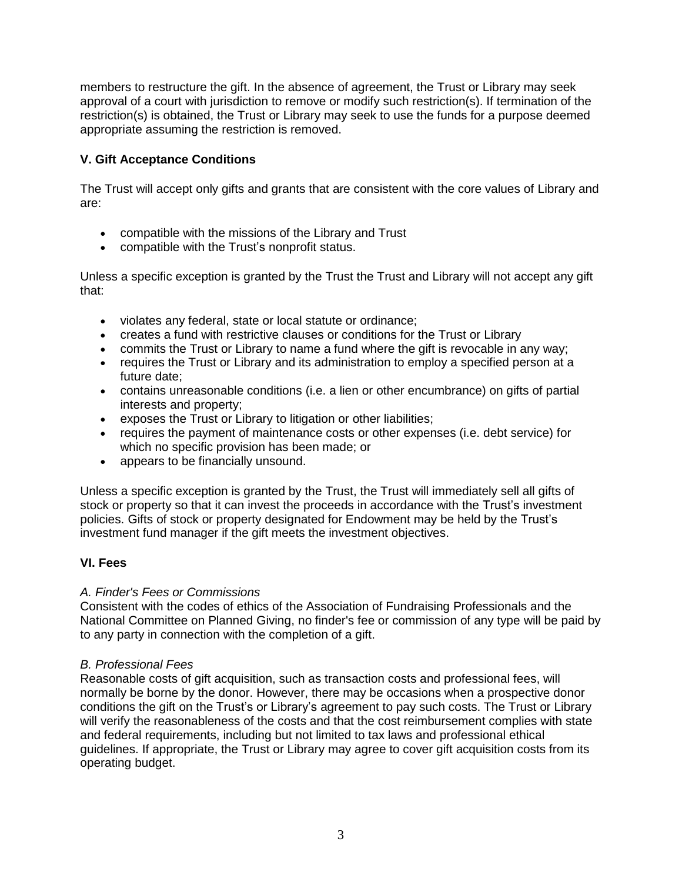members to restructure the gift. In the absence of agreement, the Trust or Library may seek approval of a court with jurisdiction to remove or modify such restriction(s). If termination of the restriction(s) is obtained, the Trust or Library may seek to use the funds for a purpose deemed appropriate assuming the restriction is removed.

## V. Gift Acceptance Conditions

The Trust will accept only gifts and grants that are consistent with the core values of Library and are:

- compatible with the missions of the Library and Trust
- compatible with the Trust's nonprofit status.

Unless a specific exception is granted by the Trust the Trust and Library will not accept any gift that:

- violates any federal, state or local statute or ordinance;
- creates a fund with restrictive clauses or conditions for the Trust or Library
- commits the Trust or Library to name a fund where the gift is revocable in any way;
- requires the Trust or Library and its administration to employ a specified person at a future date;
- contains unreasonable conditions (i.e. a lien or other encumbrance) on gifts of partial interests and property;
- exposes the Trust or Library to litigation or other liabilities;
- requires the payment of maintenance costs or other expenses (i.e. debt service) for which no specific provision has been made; or
- appears to be financially unsound.

Unless a specific exception is granted by the Trust, the Trust will immediately sell all gifts of stock or property so that it can invest the proceeds in accordance with the Trust's investment policies. Gifts of stock or property designated for Endowment may be held by the Trust's investment fund manager if the gift meets the investment objectives.

## VI. Fees

*A. Finder's Fees or Commissions*

Consistent with the codes of ethics of the Association of Fundraising Professionals and the National Committee on Planned Giving, no finder's fee or commission of any type will be paid by to any party in connection with the completion of a gift.

*B. Professional Fees*

Reasonable costs of gift acquisition, such as transaction costs and professional fees, will normally be borne by the donor. However, there may be occasions when a prospective donor conditions the gift on the Trust's or Library's agreement to pay such costs. The Trust or Library will verify the reasonableness of the costs and that the cost reimbursement complies with state and federal requirements, including but not limited to tax laws and professional ethical guidelines. If appropriate, the Trust or Library may agree to cover gift acquisition costs from its operating budget.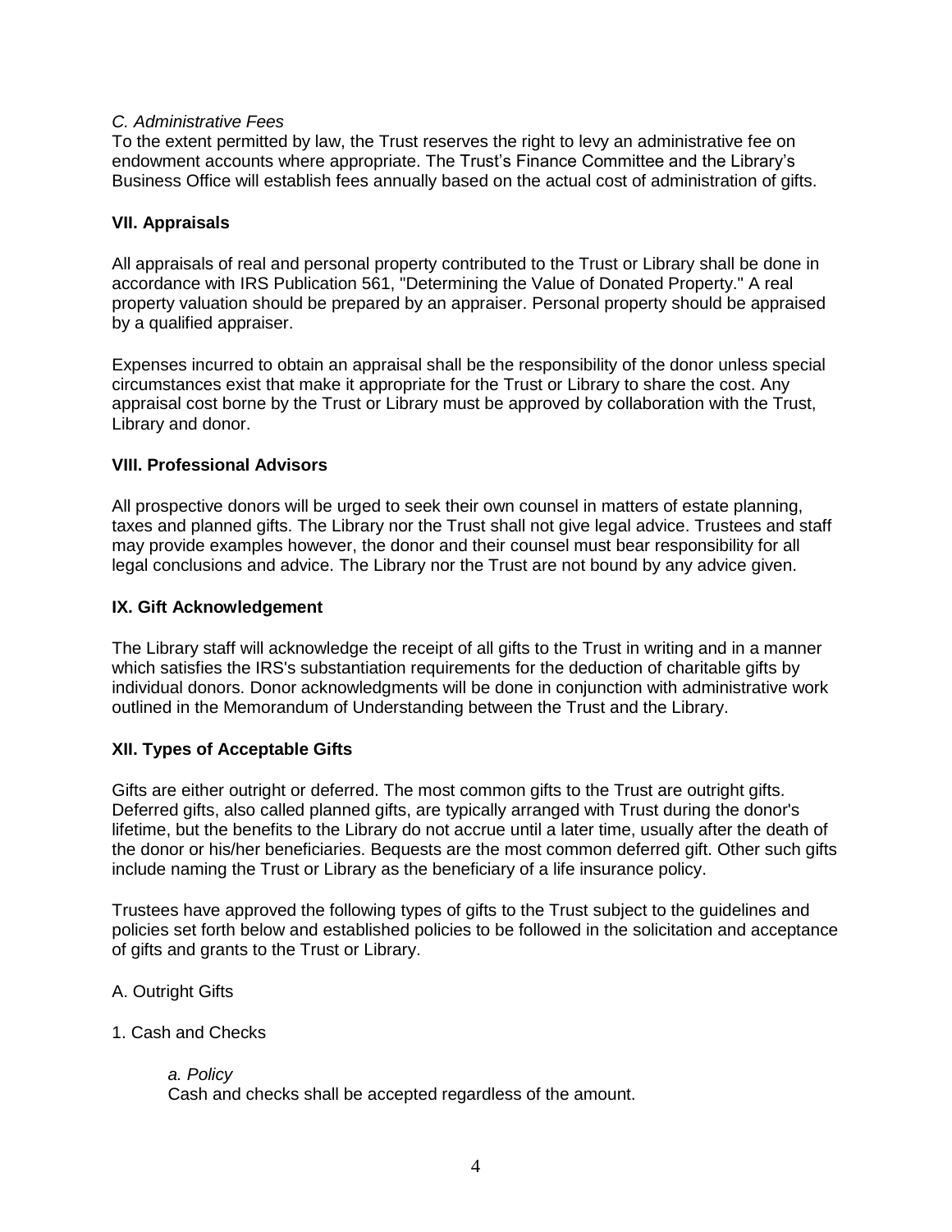*C. Administrative Fees*

To the extent permitted by law, the Trust reserves the right to levy an administrative fee on endowment accounts where appropriate. The Trust's Finance Committee and the Library's Business Office will establish fees annually based on the actual cost of administration of gifts.

## VII. Appraisals

All appraisals of real and personal property contributed to the Trust or Library shall be done in accordance with IRS Publication 561, "Determining the Value of Donated Property." A real property valuation should be prepared by an appraiser. Personal property should be appraised by a qualified appraiser.

Expenses incurred to obtain an appraisal shall be the responsibility of the donor unless special circumstances exist that make it appropriate for the Trust or Library to share the cost. Any appraisal cost borne by the Trust or Library must be approved by collaboration with the Trust, Library and donor.

## VIII. Professional Advisors

All prospective donors will be urged to seek their own counsel in matters of estate planning, taxes and planned gifts. The Library nor the Trust shall not give legal advice. Trustees and staff may provide examples however, the donor and their counsel must bear responsibility for all legal conclusions and advice. The Library nor the Trust are not bound by any advice given.

## IX. Gift Acknowledgement

The Library staff will acknowledge the receipt of all gifts to the Trust in writing and in a manner which satisfies the IRS's substantiation requirements for the deduction of charitable gifts by individual donors. Donor acknowledgments will be done in conjunction with administrative work outlined in the Memorandum of Understanding between the Trust and the Library.

## XII. Types of Acceptable Gifts

Gifts are either outright or deferred. The most common gifts to the Trust are outright gifts. Deferred gifts, also called planned gifts, are typically arranged with Trust during the donor's lifetime, but the benefits to the Library do not accrue until a later time, usually after the death of the donor or his/her beneficiaries. Bequests are the most common deferred gift. Other such gifts include naming the Trust or Library as the beneficiary of a life insurance policy.

Trustees have approved the following types of gifts to the Trust subject to the guidelines and policies set forth below and established policies to be followed in the solicitation and acceptance of gifts and grants to the Trust or Library.

A. Outright Gifts

1. Cash and Checks

*a. Policy*

Cash and checks shall be accepted regardless of the amount.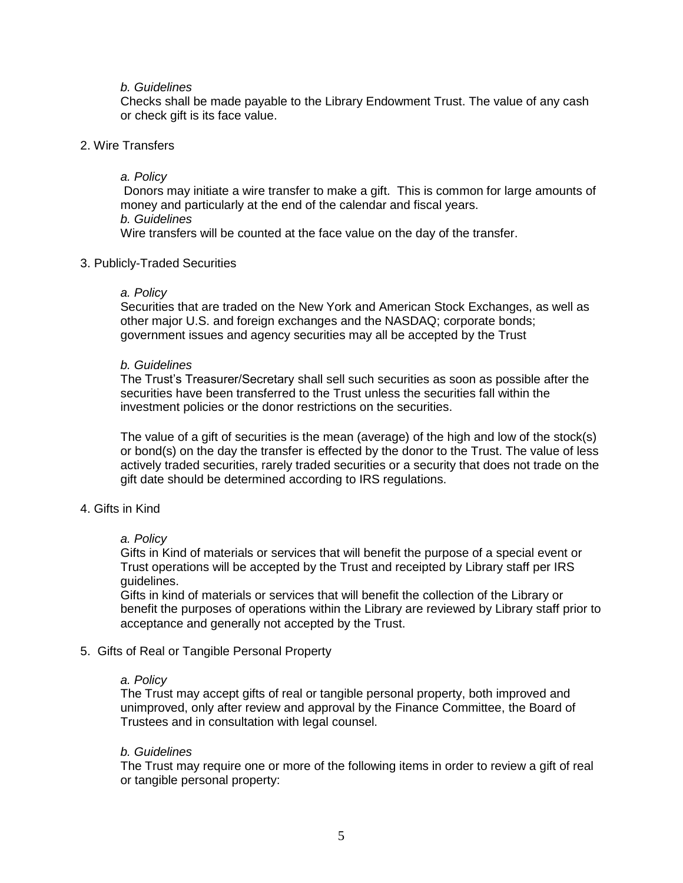*b. Guidelines*

Checks shall be made payable to the Library Endowment Trust. The value of any cash or check gift is its face value.

2. Wire Transfers

*a. Policy*

Donors may initiate a wire transfer to make a gift. This is common for large amounts of money and particularly at the end of the calendar and fiscal years.

*b. Guidelines*

Wire transfers will be counted at the face value on the day of the transfer.

3. Publicly-Traded Securities

*a. Policy*

Securities that are traded on the New York and American Stock Exchanges, as well as other major U.S. and foreign exchanges and the NASDAQ; corporate bonds; government issues and agency securities may all be accepted by the Trust

*b. Guidelines*

The Trust's Treasurer/Secretary shall sell such securities as soon as possible after the securities have been transferred to the Trust unless the securities fall within the investment policies or the donor restrictions on the securities.

The value of a gift of securities is the mean (average) of the high and low of the stock(s) or bond(s) on the day the transfer is effected by the donor to the Trust. The value of less actively traded securities, rarely traded securities or a security that does not trade on the gift date should be determined according to IRS regulations.

4. Gifts in Kind

*a. Policy*

Gifts in Kind of materials or services that will benefit the purpose of a special event or Trust operations will be accepted by the Trust and receipted by Library staff per IRS guidelines.

Gifts in kind of materials or services that will benefit the collection of the Library or benefit the purposes of operations within the Library are reviewed by Library staff prior to acceptance and generally not accepted by the Trust.

5. Gifts of Real or Tangible Personal Property

*a. Policy*

The Trust may accept gifts of real or tangible personal property, both improved and unimproved, only after review and approval by the Finance Committee, the Board of Trustees and in consultation with legal counsel.

*b. Guidelines*

The Trust may require one or more of the following items in order to review a gift of real or tangible personal property: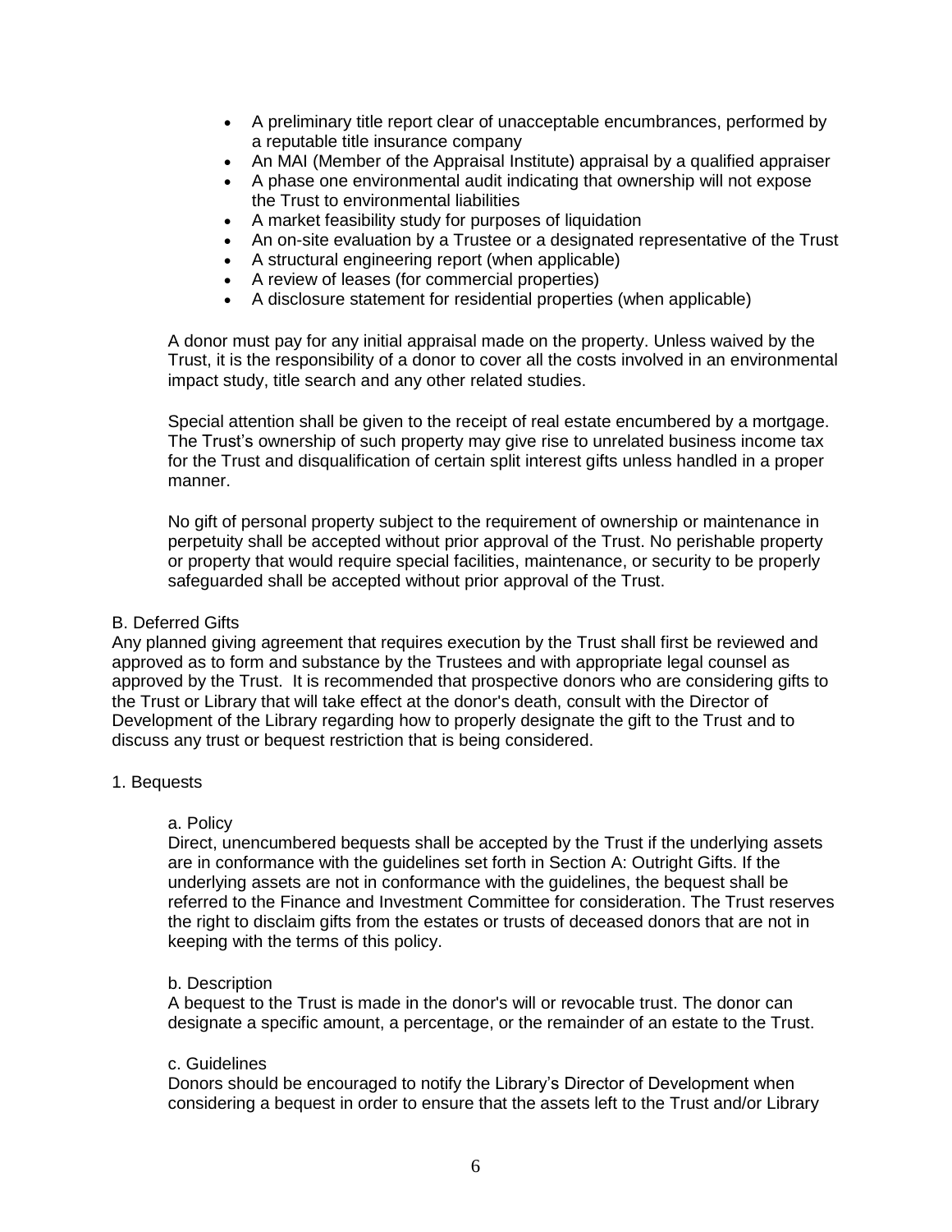- A preliminary title report clear of unacceptable encumbrances, performed by a reputable title insurance company
- An MAI (Member of the Appraisal Institute) appraisal by a qualified appraiser
- A phase one environmental audit indicating that ownership will not expose the Trust to environmental liabilities
- A market feasibility study for purposes of liquidation
- An on-site evaluation by a Trustee or a designated representative of the Trust
- A structural engineering report (when applicable)
- A review of leases (for commercial properties)
- A disclosure statement for residential properties (when applicable)

A donor must pay for any initial appraisal made on the property. Unless waived by the Trust, it is the responsibility of a donor to cover all the costs involved in an environmental impact study, title search and any other related studies.

Special attention shall be given to the receipt of real estate encumbered by a mortgage. The Trust's ownership of such property may give rise to unrelated business income tax for the Trust and disqualification of certain split interest gifts unless handled in a proper manner.

No gift of personal property subject to the requirement of ownership or maintenance in perpetuity shall be accepted without prior approval of the Trust. No perishable property or property that would require special facilities, maintenance, or security to be properly safeguarded shall be accepted without prior approval of the Trust.

B. Deferred Gifts

Any planned giving agreement that requires execution by the Trust shall first be reviewed and approved as to form and substance by the Trustees and with appropriate legal counsel as approved by the Trust. It is recommended that prospective donors who are considering gifts to the Trust or Library that will take effect at the donor's death, consult with the Director of Development of the Library regarding how to properly designate the gift to the Trust and to discuss any trust or bequest restriction that is being considered.

1. Bequests

a. Policy

Direct, unencumbered bequests shall be accepted by the Trust if the underlying assets are in conformance with the guidelines set forth in Section A: Outright Gifts. If the underlying assets are not in conformance with the guidelines, the bequest shall be referred to the Finance and Investment Committee for consideration. The Trust reserves the right to disclaim gifts from the estates or trusts of deceased donors that are not in keeping with the terms of this policy.

b. Description

A bequest to the Trust is made in the donor's will or revocable trust. The donor can designate a specific amount, a percentage, or the remainder of an estate to the Trust.

c. Guidelines

Donors should be encouraged to notify the Library's Director of Development when considering a bequest in order to ensure that the assets left to the Trust and/or Library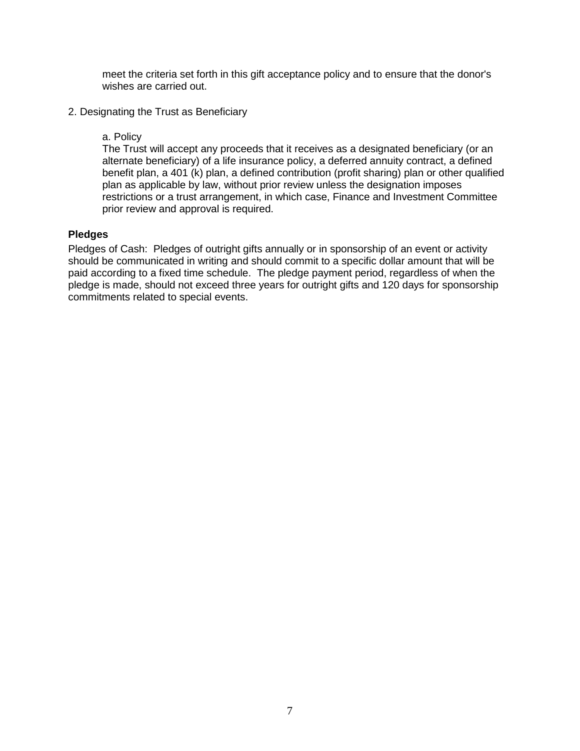meet the criteria set forth in this gift acceptance policy and to ensure that the donor's wishes are carried out.

2. Designating the Trust as Beneficiary

a. Policy
The Trust will accept any proceeds that it receives as a designated beneficiary (or an alternate beneficiary) of a life insurance policy, a deferred annuity contract, a defined benefit plan, a 401 (k) plan, a defined contribution (profit sharing) plan or other qualified plan as applicable by law, without prior review unless the designation imposes restrictions or a trust arrangement, in which case, Finance and Investment Committee prior review and approval is required.

**Pledges**

Pledges of Cash: Pledges of outright gifts annually or in sponsorship of an event or activity should be communicated in writing and should commit to a specific dollar amount that will be paid according to a fixed time schedule. The pledge payment period, regardless of when the pledge is made, should not exceed three years for outright gifts and 120 days for sponsorship commitments related to special events.